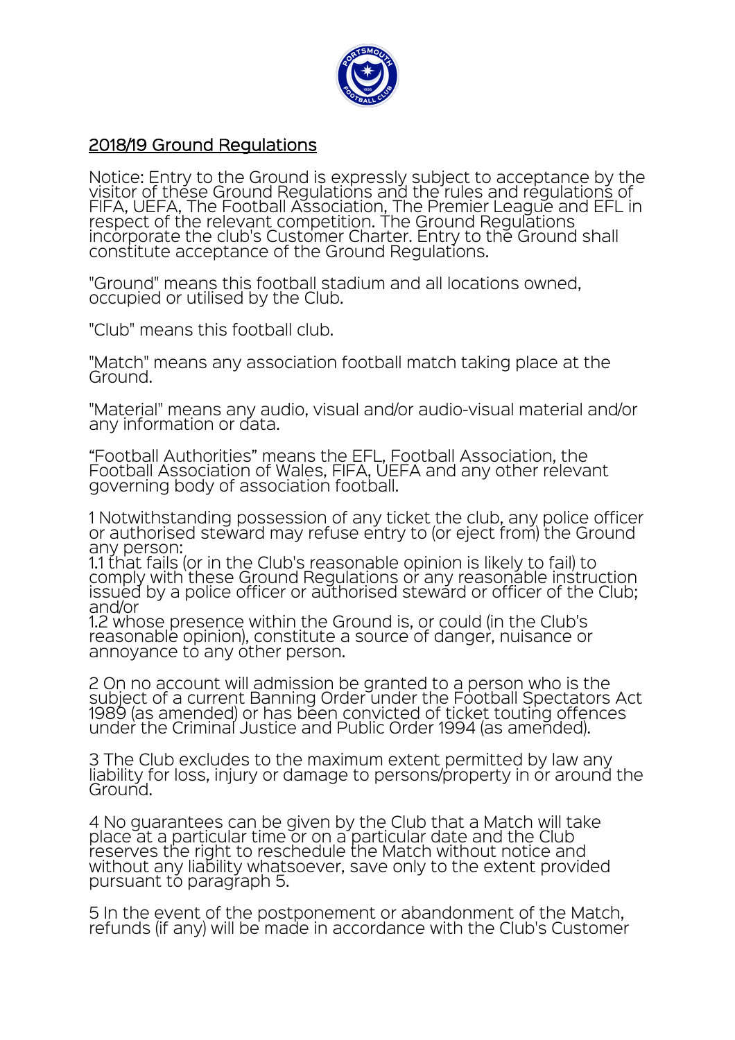## 2018/19 Ground Regulations

Notice: Entry to the Ground is expressly subject to acceptance by the visitor of these Ground Regulations and the rules and regulations of FIFA, UEFA, The Football Association, The Premier League and EFL in respect of the relevant competition. The Ground Regulations incorporate the club's Customer Charter. Entry to the Ground shall constitute acceptance of the Ground Regulations.

"Ground" means this football stadium and all locations owned, occupied or utilised by the Club.

"Club" means this football club.

"Match" means any association football match taking place at the Ground.

"Material" means any audio, visual and/or audio-visual material and/or any information or data.

"Football Authorities" means the EFL, Football Association, the Football Association of Wales, FIFA, UEFA and any other relevant governing body of association football.

1 Notwithstanding possession of any ticket the club, any police officer or authorised steward may refuse entry to (or eject from) the Ground any person:
1.1 that fails (or in the Club's reasonable opinion is likely to fail) to comply with these Ground Regulations or any reasonable instruction issued by a police officer or authorised steward or officer of the Club; and/or
1.2 whose presence within the Ground is, or could (in the Club's reasonable opinion), constitute a source of danger, nuisance or annoyance to any other person.

2 On no account will admission be granted to a person who is the subject of a current Banning Order under the Football Spectators Act 1989 (as amended) or has been convicted of ticket touting offences under the Criminal Justice and Public Order 1994 (as amended).

3 The Club excludes to the maximum extent permitted by law any liability for loss, injury or damage to persons/property in or around the Ground.

4 No guarantees can be given by the Club that a Match will take place at a particular time or on a particular date and the Club reserves the right to reschedule the Match without notice and without any liability whatsoever, save only to the extent provided pursuant to paragraph 5.

5 In the event of the postponement or abandonment of the Match, refunds (if any) will be made in accordance with the Club's Customer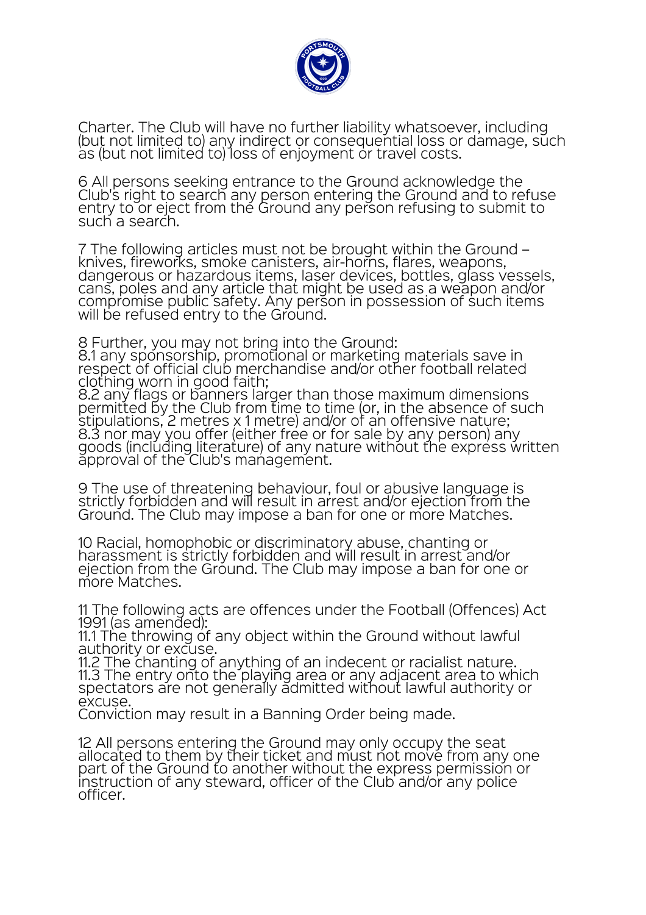Charter. The Club will have no further liability whatsoever, including (but not limited to) any indirect or consequential loss or damage, such as (but not limited to) loss of enjoyment or travel costs.

6 All persons seeking entrance to the Ground acknowledge the Club's right to search any person entering the Ground and to refuse entry to or eject from the Ground any person refusing to submit to such a search.

7 The following articles must not be brought within the Ground – knives, fireworks, smoke canisters, air-horns, flares, weapons, dangerous or hazardous items, laser devices, bottles, glass vessels, cans, poles and any article that might be used as a weapon and/or compromise public safety. Any person in possession of such items will be refused entry to the Ground.

8 Further, you may not bring into the Ground:
8.1 any sponsorship, promotional or marketing materials save in respect of official club merchandise and/or other football related clothing worn in good faith;
8.2 any flags or banners larger than those maximum dimensions permitted by the Club from time to time (or, in the absence of such stipulations, 2 metres x 1 metre) and/or of an offensive nature;
8.3 nor may you offer (either free or for sale by any person) any goods (including literature) of any nature without the express written approval of the Club's management.

9 The use of threatening behaviour, foul or abusive language is strictly forbidden and will result in arrest and/or ejection from the Ground. The Club may impose a ban for one or more Matches.

10 Racial, homophobic or discriminatory abuse, chanting or harassment is strictly forbidden and will result in arrest and/or ejection from the Ground. The Club may impose a ban for one or more Matches.

11 The following acts are offences under the Football (Offences) Act 1991 (as amended):
11.1 The throwing of any object within the Ground without lawful authority or excuse.
11.2 The chanting of anything of an indecent or racialist nature.
11.3 The entry onto the playing area or any adjacent area to which spectators are not generally admitted without lawful authority or excuse.
Conviction may result in a Banning Order being made.

12 All persons entering the Ground may only occupy the seat allocated to them by their ticket and must not move from any one part of the Ground to another without the express permission or instruction of any steward, officer of the Club and/or any police officer.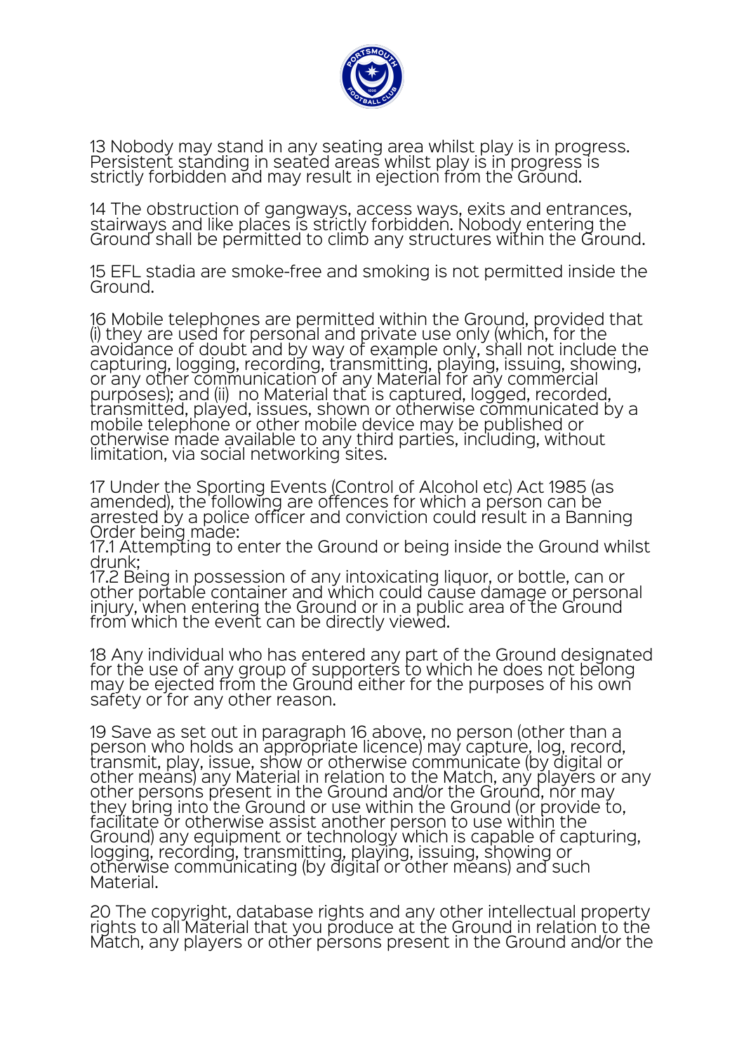13 Nobody may stand in any seating area whilst play is in progress. Persistent standing in seated areas whilst play is in progress is strictly forbidden and may result in ejection from the Ground.

14 The obstruction of gangways, access ways, exits and entrances, stairways and like places is strictly forbidden. Nobody entering the Ground shall be permitted to climb any structures within the Ground.

15 EFL stadia are smoke-free and smoking is not permitted inside the Ground.

16 Mobile telephones are permitted within the Ground, provided that (i) they are used for personal and private use only (which, for the avoidance of doubt and by way of example only, shall not include the capturing, logging, recording, transmitting, playing, issuing, showing, or any other communication of any Material for any commercial purposes); and (ii) no Material that is captured, logged, recorded, transmitted, played, issues, shown or otherwise communicated by a mobile telephone or other mobile device may be published or otherwise made available to any third parties, including, without limitation, via social networking sites.

17 Under the Sporting Events (Control of Alcohol etc) Act 1985 (as amended), the following are offences for which a person can be arrested by a police officer and conviction could result in a Banning Order being made:
17.1 Attempting to enter the Ground or being inside the Ground whilst drunk;
17.2 Being in possession of any intoxicating liquor, or bottle, can or other portable container and which could cause damage or personal injury, when entering the Ground or in a public area of the Ground from which the event can be directly viewed.

18 Any individual who has entered any part of the Ground designated for the use of any group of supporters to which he does not belong may be ejected from the Ground either for the purposes of his own safety or for any other reason.

19 Save as set out in paragraph 16 above, no person (other than a person who holds an appropriate licence) may capture, log, record, transmit, play, issue, show or otherwise communicate (by digital or other means) any Material in relation to the Match, any players or any other persons present in the Ground and/or the Ground, nor may they bring into the Ground or use within the Ground (or provide to, facilitate or otherwise assist another person to use within the Ground) any equipment or technology which is capable of capturing, logging, recording, transmitting, playing, issuing, showing or otherwise communicating (by digital or other means) and such Material.

20 The copyright, database rights and any other intellectual property rights to all Material that you produce at the Ground in relation to the Match, any players or other persons present in the Ground and/or the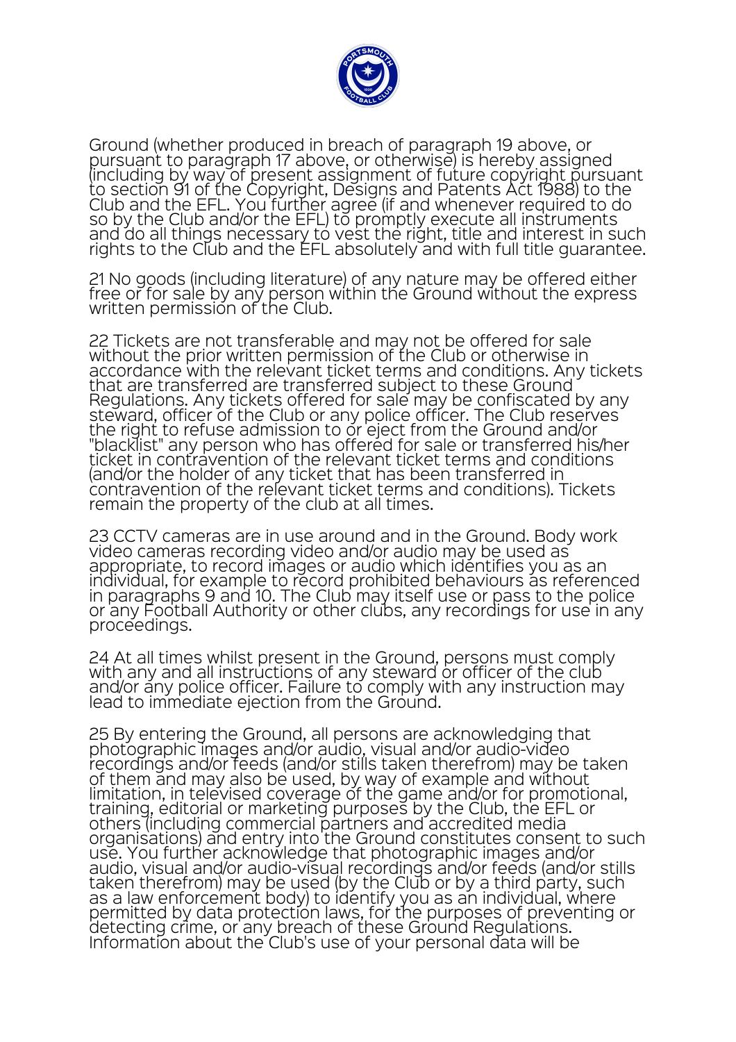Ground (whether produced in breach of paragraph 19 above, or pursuant to paragraph 17 above, or otherwise) is hereby assigned (including by way of present assignment of future copyright pursuant to section 91 of the Copyright, Designs and Patents Act 1988) to the Club and the EFL. You further agree (if and whenever required to do so by the Club and/or the EFL) to promptly execute all instruments and do all things necessary to vest the right, title and interest in such rights to the Club and the EFL absolutely and with full title guarantee.

21 No goods (including literature) of any nature may be offered either free or for sale by any person within the Ground without the express written permission of the Club.

22 Tickets are not transferable and may not be offered for sale without the prior written permission of the Club or otherwise in accordance with the relevant ticket terms and conditions. Any tickets that are transferred are transferred subject to these Ground Regulations. Any tickets offered for sale may be confiscated by any steward, officer of the Club or any police officer. The Club reserves the right to refuse admission to or eject from the Ground and/or "blacklist" any person who has offered for sale or transferred his/her ticket in contravention of the relevant ticket terms and conditions (and/or the holder of any ticket that has been transferred in contravention of the relevant ticket terms and conditions). Tickets remain the property of the club at all times.

23 CCTV cameras are in use around and in the Ground. Body work video cameras recording video and/or audio may be used as appropriate, to record images or audio which identifies you as an individual, for example to record prohibited behaviours as referenced in paragraphs 9 and 10. The Club may itself use or pass to the police or any Football Authority or other clubs, any recordings for use in any proceedings.

24 At all times whilst present in the Ground, persons must comply with any and all instructions of any steward or officer of the club and/or any police officer. Failure to comply with any instruction may lead to immediate ejection from the Ground.

25 By entering the Ground, all persons are acknowledging that photographic images and/or audio, visual and/or audio-video recordings and/or feeds (and/or stills taken therefrom) may be taken of them and may also be used, by way of example and without limitation, in televised coverage of the game and/or for promotional, training, editorial or marketing purposes by the Club, the EFL or others (including commercial partners and accredited media organisations) and entry into the Ground constitutes consent to such use. You further acknowledge that photographic images and/or audio, visual and/or audio-visual recordings and/or feeds (and/or stills taken therefrom) may be used (by the Club or by a third party, such as a law enforcement body) to identify you as an individual, where permitted by data protection laws, for the purposes of preventing or detecting crime, or any breach of these Ground Regulations. Information about the Club's use of your personal data will be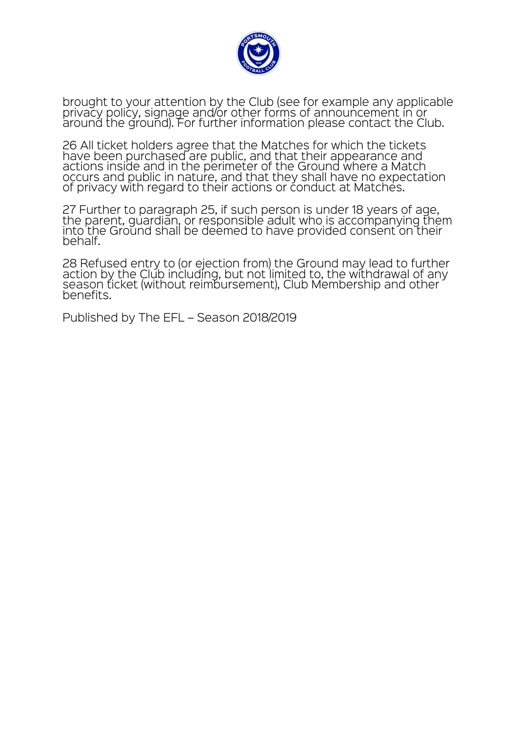brought to your attention by the Club (see for example any applicable privacy policy, signage and/or other forms of announcement in or around the ground). For further information please contact the Club.

26 All ticket holders agree that the Matches for which the tickets have been purchased are public, and that their appearance and actions inside and in the perimeter of the Ground where a Match occurs and public in nature, and that they shall have no expectation of privacy with regard to their actions or conduct at Matches.

27 Further to paragraph 25, if such person is under 18 years of age, the parent, guardian, or responsible adult who is accompanying them into the Ground shall be deemed to have provided consent on their behalf.

28 Refused entry to (or ejection from) the Ground may lead to further action by the Club including, but not limited to, the withdrawal of any season ticket (without reimbursement), Club Membership and other benefits.

Published by The EFL – Season 2018/2019